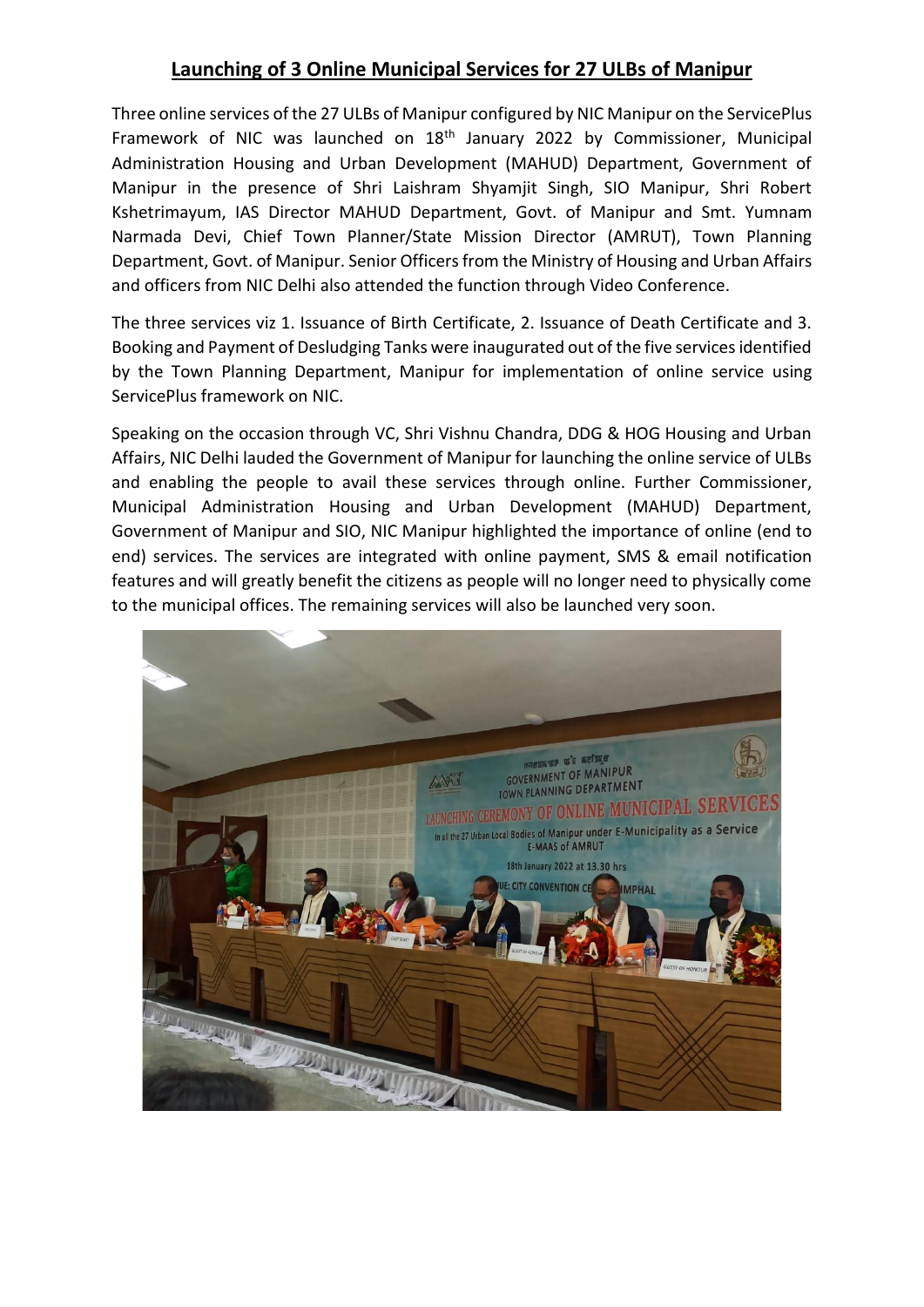# Launching of 3 Online Municipal Services for 27 ULBs of Manipur

Three online services of the 27 ULBs of Manipur configured by NIC Manipur on the ServicePlus Framework of NIC was launched on 18th January 2022 by Commissioner, Municipal Administration Housing and Urban Development (MAHUD) Department, Government of Manipur in the presence of Shri Laishram Shyamjit Singh, SIO Manipur, Shri Robert Kshetrimayum, IAS Director MAHUD Department, Govt. of Manipur and Smt. Yumnam Narmada Devi, Chief Town Planner/State Mission Director (AMRUT), Town Planning Department, Govt. of Manipur. Senior Officers from the Ministry of Housing and Urban Affairs and officers from NIC Delhi also attended the function through Video Conference.

The three services viz 1. Issuance of Birth Certificate, 2. Issuance of Death Certificate and 3. Booking and Payment of Desludging Tanks were inaugurated out of the five services identified by the Town Planning Department, Manipur for implementation of online service using ServicePlus framework on NIC.

Speaking on the occasion through VC, Shri Vishnu Chandra, DDG & HOG Housing and Urban Affairs, NIC Delhi lauded the Government of Manipur for launching the online service of ULBs and enabling the people to avail these services through online. Further Commissioner, Municipal Administration Housing and Urban Development (MAHUD) Department, Government of Manipur and SIO, NIC Manipur highlighted the importance of online (end to end) services. The services are integrated with online payment, SMS & email notification features and will greatly benefit the citizens as people will no longer need to physically come to the municipal offices. The remaining services will also be launched very soon.